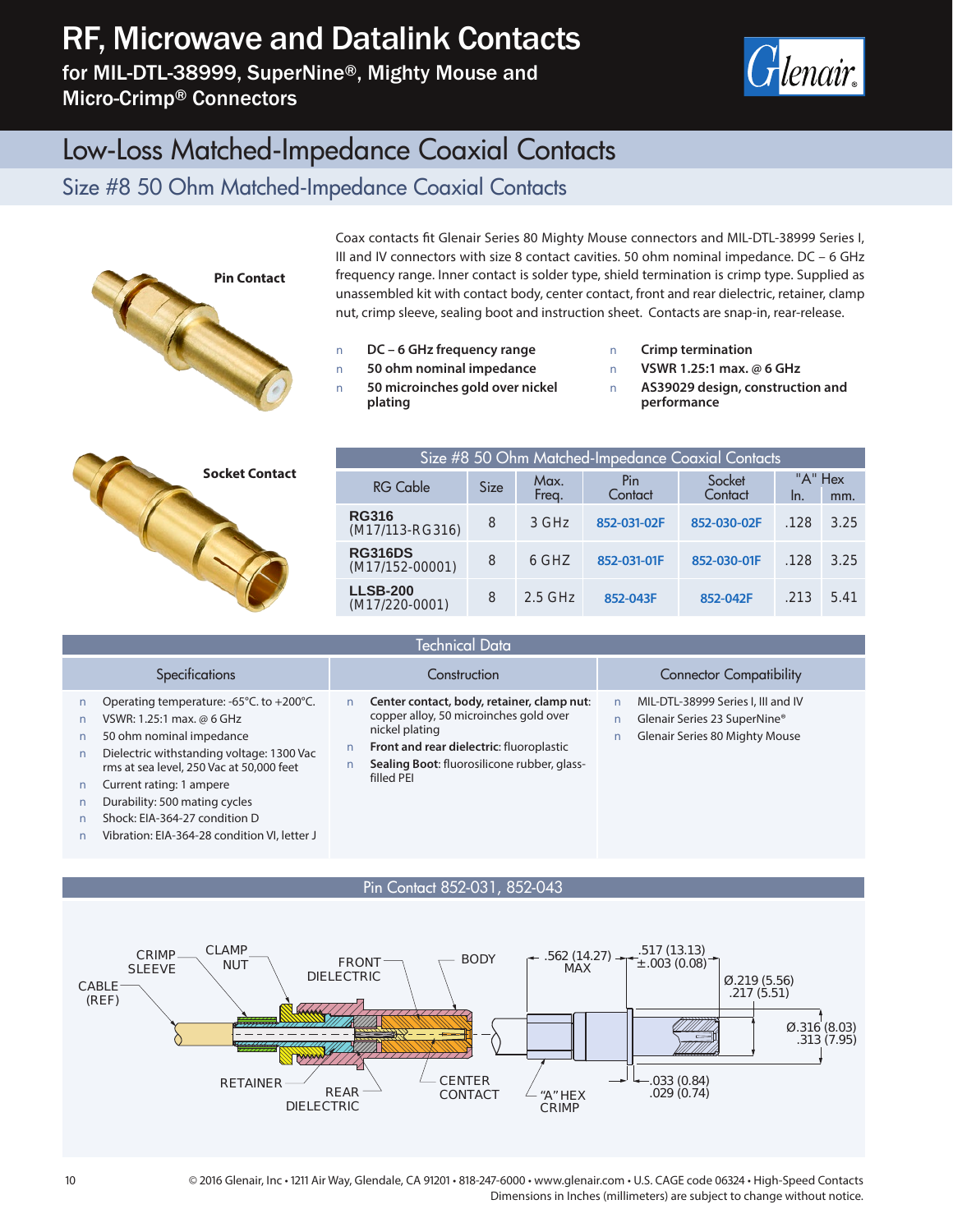# RF, Microwave and Datalink Contacts

for MIL-DTL-38999, SuperNine®, Mighty Mouse and Micro-Crimp® Connectors

# Low-Loss Matched-Impedance Coaxial Contacts

## Size #8 50 Ohm Matched-Impedance Coaxial Contacts

**Pin Contact**

**Socket Contact**

Coax contacts fit Glenair Series 80 Mighty Mouse connectors and MIL-DTL-38999 Series I, III and IV connectors with size 8 contact cavities. 50 ohm nominal impedance. DC – 6 GHz frequency range. Inner contact is solder type, shield termination is crimp type. Supplied as unassembled kit with contact body, center contact, front and rear dielectric, retainer, clamp nut, crimp sleeve, sealing boot and instruction sheet. Contacts are snap-in, rear-release.

- **DC – 6 GHz frequency range**
- **50 ohm nominal impedance**
- **50 microinches gold over nickel plating**
- **Crimp termination**
- **VSWR 1.25:1 max. @ 6 GHz**
- **AS39029 design, construction and performance**

| Size #8 50 Ohm Matched-Impedance Coaxial Contacts | | | | | | |
|---|---|---|---|---|---|---|
| RG Cable | Size | Max. Freq. | Pin Contact | Socket Contact | "A" Hex In. | "A" Hex mm. |
| **RG316** (M17/113-RG316) | 8 | 3 GHz | 852-031-02F | 852-030-02F | .128 | 3.25 |
| **RG316DS** (M17/152-00001) | 8 | 6 GHZ | 852-031-01F | 852-030-01F | .128 | 3.25 |
| **LLSB-200** (M17/220-0001) | 8 | 2.5 GHz | 852-043F | 852-042F | .213 | 5.41 |

### Technical Data

**Specifications**

- Operating temperature: -65°C. to +200°C.
- VSWR: 1.25:1 max. @ 6 GHz
- 50 ohm nominal impedance
- Dielectric withstanding voltage: 1300 Vac rms at sea level, 250 Vac at 50,000 feet
- Current rating: 1 ampere
- Durability: 500 mating cycles
- Shock: EIA-364-27 condition D
- Vibration: EIA-364-28 condition VI, letter J

**Construction**

- **Center contact, body, retainer, clamp nut**: copper alloy, 50 microinches gold over nickel plating
- **Front and rear dielectric**: fluoroplastic
- **Sealing Boot**: fluorosilicone rubber, glass-filled PEI

**Connector Compatibility**

- MIL-DTL-38999 Series I, III and IV
- Glenair Series 23 SuperNine®
- Glenair Series 80 Mighty Mouse

### Pin Contact 852-031, 852-043

CABLE (REF), CRIMP SLEEVE, CLAMP NUT, FRONT DIELECTRIC, BODY, RETAINER, REAR DIELECTRIC, CENTER CONTACT, "A" HEX CRIMP

.562 (14.27) MAX; .517 (13.13) ±.003 (0.08); Ø.219 (5.56) .217 (5.51); Ø.316 (8.03) .313 (7.95); .033 (0.84) .029 (0.74)

© 2016 Glenair, Inc • 1211 Air Way, Glendale, CA 91201 • 818-247-6000 • www.glenair.com • U.S. CAGE code 06324 • High-Speed Contacts
Dimensions in Inches (millimeters) are subject to change without notice.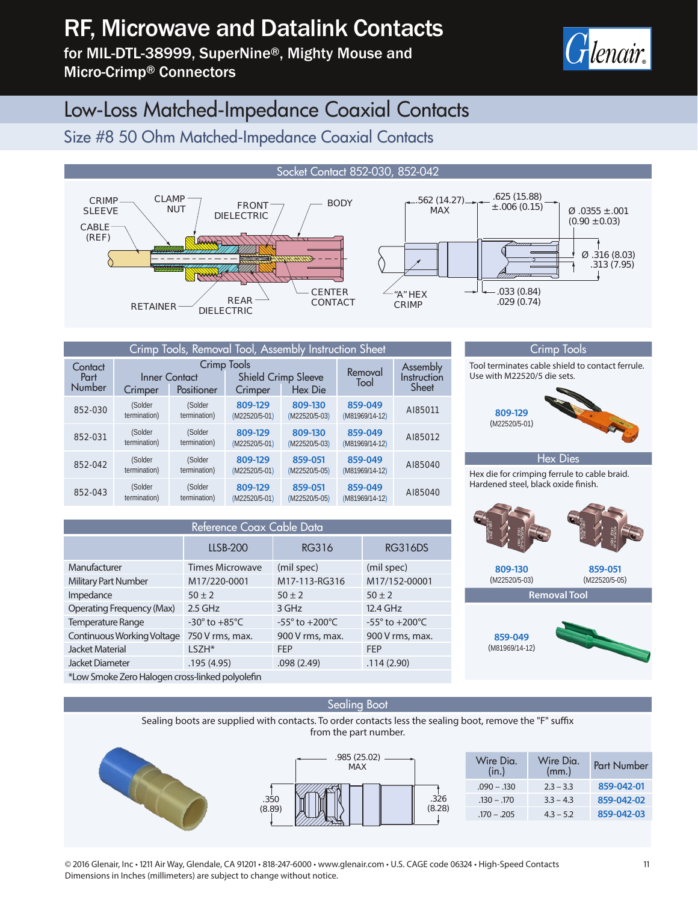# RF, Microwave and Datalink Contacts

for MIL-DTL-38999, SuperNine®, Mighty Mouse and Micro-Crimp® Connectors

## Low-Loss Matched-Impedance Coaxial Contacts

### Size #8 50 Ohm Matched-Impedance Coaxial Contacts

#### Socket Contact 852-030, 852-042

CRIMP SLEEVE
CLAMP NUT
FRONT DIELECTRIC
BODY
CABLE (REF)
RETAINER
REAR DIELECTRIC
CENTER CONTACT

.562 (14.27) MAX
.625 (15.88) ±.006 (0.15)
Ø .0355 ±.001 (0.90 ±0.03)
Ø .316 (8.03) .313 (7.95)
"A" HEX CRIMP
.033 (0.84) .029 (0.74)

#### Crimp Tools, Removal Tool, Assembly Instruction Sheet

| Contact Part Number | Crimp Tools | | | | Removal Tool | Assembly Instruction Sheet |
|---|---|---|---|---|---|---|
| | Inner Contact | | Shield Crimp Sleeve | | | |
| | Crimper | Positioner | Crimper | Hex Die | | |
| 852-030 | (Solder termination) | (Solder termination) | 809-129 (M22520/5-01) | 809-130 (M22520/5-03) | 859-049 (M81969/14-12) | AI85011 |
| 852-031 | (Solder termination) | (Solder termination) | 809-129 (M22520/5-01) | 809-130 (M22520/5-03) | 859-049 (M81969/14-12) | AI85012 |
| 852-042 | (Solder termination) | (Solder termination) | 809-129 (M22520/5-01) | 859-051 (M22520/5-05) | 859-049 (M81969/14-12) | AI85040 |
| 852-043 | (Solder termination) | (Solder termination) | 809-129 (M22520/5-01) | 859-051 (M22520/5-05) | 859-049 (M81969/14-12) | AI85040 |

#### Reference Coax Cable Data

| | LLSB-200 | RG316 | RG316DS |
|---|---|---|---|
| Manufacturer | Times Microwave | (mil spec) | (mil spec) |
| Military Part Number | M17/220-0001 | M17-113-RG316 | M17/152-00001 |
| Impedance | 50 ± 2 | 50 ± 2 | 50 ± 2 |
| Operating Frequency (Max) | 2.5 GHz | 3 GHz | 12.4 GHz |
| Temperature Range | -30° to +85°C | -55° to +200°C | -55° to +200°C |
| Continuous Working Voltage | 750 V rms, max. | 900 V rms, max. | 900 V rms, max. |
| Jacket Material | LSZH* | FEP | FEP |
| Jacket Diameter | .195 (4.95) | .098 (2.49) | .114 (2.90) |

*Low Smoke Zero Halogen cross-linked polyolefin

#### Crimp Tools

Tool terminates cable shield to contact ferrule. Use with M22520/5 die sets.

809-129
(M22520/5-01)

#### Hex Dies

Hex die for crimping ferrule to cable braid. Hardened steel, black oxide finish.

809-130
(M22520/5-03)

859-051
(M22520/5-05)

#### Removal Tool

859-049
(M81969/14-12)

#### Sealing Boot

Sealing boots are supplied with contacts. To order contacts less the sealing boot, remove the "F" suffix from the part number.

.985 (25.02) MAX
.350 (8.89)
.326 (8.28)

| Wire Dia. (in.) | Wire Dia. (mm.) | Part Number |
|---|---|---|
| .090 – .130 | 2.3 – 3.3 | 859-042-01 |
| .130 – .170 | 3.3 – 4.3 | 859-042-02 |
| .170 – .205 | 4.3 – 5.2 | 859-042-03 |

© 2016 Glenair, Inc • 1211 Air Way, Glendale, CA 91201 • 818-247-6000 • www.glenair.com • U.S. CAGE code 06324 • High-Speed Contacts
Dimensions in Inches (millimeters) are subject to change without notice.